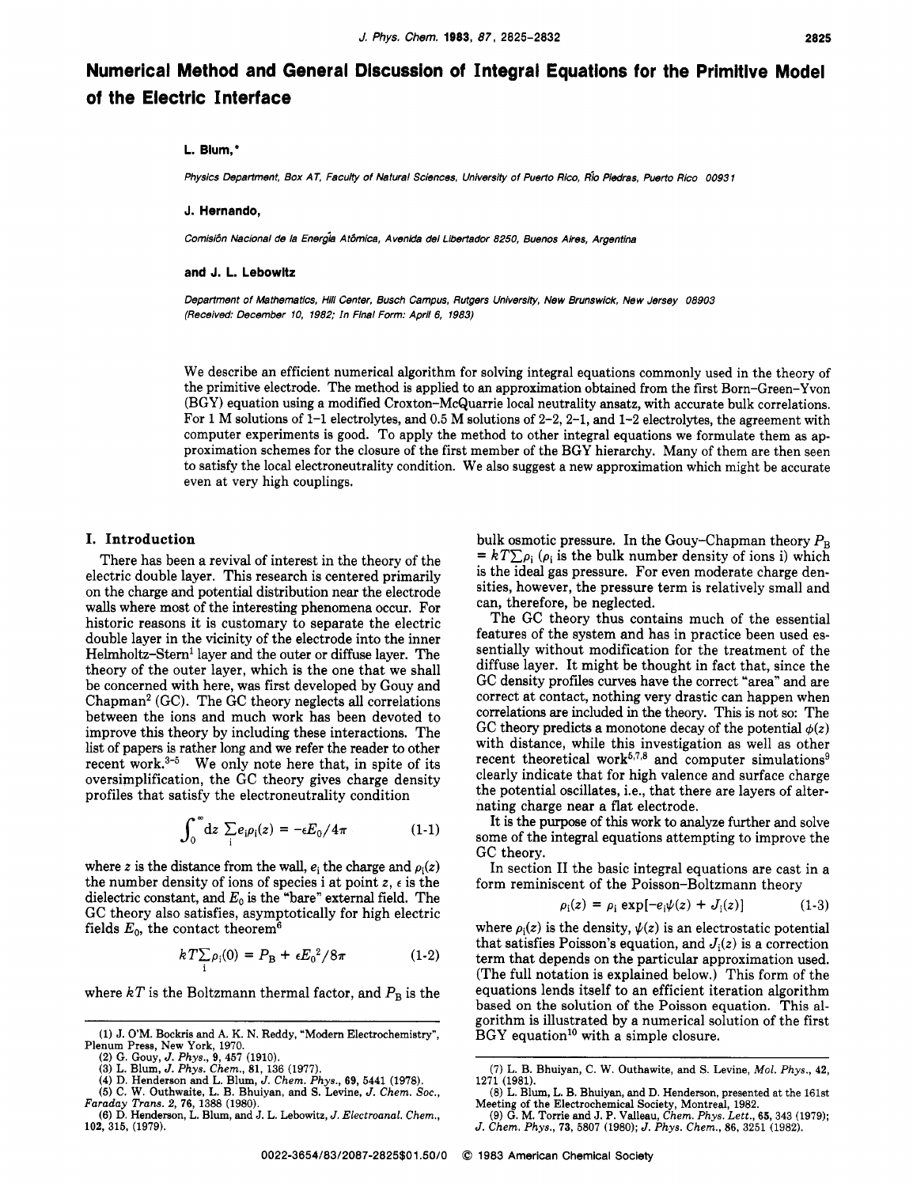# Numerical Method and General Discussion of Integral Equations for the Primitive Model of the Electric Interface

**L. Blum,***

*Physics Department, Box AT, Faculty of Natural Sciences, University of Puerto Rico, Río Piedras, Puerto Rico 00931*

**J. Hernando,**

*Comisión Nacional de la Energía Atômica, Avenida del Libertador 8250, Buenos Aires, Argentina*

**and J. L. Lebowitz**

*Department of Mathematics, Hill Center, Busch Campus, Rutgers University, New Brunswick, New Jersey 08903*
*(Received: December 10, 1982; In Final Form: April 6, 1983)*

We describe an efficient numerical algorithm for solving integral equations commonly used in the theory of the primitive electrode. The method is applied to an approximation obtained from the first Born–Green–Yvon (BGY) equation using a modified Croxton–McQuarrie local neutrality ansatz, with accurate bulk correlations. For 1 M solutions of 1–1 electrolytes, and 0.5 M solutions of 2–2, 2–1, and 1–2 electrolytes, the agreement with computer experiments is good. To apply the method to other integral equations we formulate them as approximation schemes for the closure of the first member of the BGY hierarchy. Many of them are then seen to satisfy the local electroneutrality condition. We also suggest a new approximation which might be accurate even at very high couplings.

## I. Introduction

There has been a revival of interest in the theory of the electric double layer. This research is centered primarily on the charge and potential distribution near the electrode walls where most of the interesting phenomena occur. For historic reasons it is customary to separate the electric double layer in the vicinity of the electrode into the inner Helmholtz–Stern[1] layer and the outer or diffuse layer. The theory of the outer layer, which is the one that we shall be concerned with here, was first developed by Gouy and Chapman[2] (GC). The GC theory neglects all correlations between the ions and much work has been devoted to improve this theory by including these interactions. The list of papers is rather long and we refer the reader to other recent work.[3-5] We only note here that, in spite of its oversimplification, the GC theory gives charge density profiles that satisfy the electroneutrality condition

$$\int_0^\infty \mathrm{d}z \sum_i e_i \rho_i(z) = -\epsilon E_0 / 4\pi \qquad (1\text{-}1)$$

where $z$ is the distance from the wall, $e_i$ the charge and $\rho_i(z)$ the number density of ions of species i at point $z$, $\epsilon$ is the dielectric constant, and $E_0$ is the "bare" external field. The GC theory also satisfies, asymptotically for high electric fields $E_0$, the contact theorem[6]

$$kT \sum_i \rho_i(0) = P_B + \epsilon E_0^2 / 8\pi \qquad (1\text{-}2)$$

where $kT$ is the Boltzmann thermal factor, and $P_B$ is the bulk osmotic pressure. In the Gouy–Chapman theory $P_B = kT\sum\rho_i$ ($\rho_i$ is the bulk number density of ions i) which is the ideal gas pressure. For even moderate charge densities, however, the pressure term is relatively small and can, therefore, be neglected.

The GC theory thus contains much of the essential features of the system and has in practice been used essentially without modification for the treatment of the diffuse layer. It might be thought in fact that, since the GC density profiles curves have the correct "area" and are correct at contact, nothing very drastic can happen when correlations are included in the theory. This is not so: The GC theory predicts a monotone decay of the potential $\phi(z)$ with distance, while this investigation as well as other recent theoretical work[5,7,8] and computer simulations[9] clearly indicate that for high valence and surface charge the potential oscillates, i.e., that there are layers of alternating charge near a flat electrode.

It is the purpose of this work to analyze further and solve some of the integral equations attempting to improve the GC theory.

In section II the basic integral equations are cast in a form reminiscent of the Poisson–Boltzmann theory

$$\rho_i(z) = \rho_i \exp[-e_i\psi(z) + J_i(z)] \qquad (1\text{-}3)$$

where $\rho_i(z)$ is the density, $\psi(z)$ is an electrostatic potential that satisfies Poisson's equation, and $J_i(z)$ is a correction term that depends on the particular approximation used. (The full notation is explained below.) This form of the equations lends itself to an efficient iteration algorithm based on the solution of the Poisson equation. This algorithm is illustrated by a numerical solution of the first BGY equation[10] with a simple closure.

(1) J. O'M. Bockris and A. K. N. Reddy, "Modern Electrochemistry", Plenum Press, New York, 1970.
(2) G. Gouy, *J. Phys.*, **9**, 457 (1910).
(3) L. Blum, *J. Phys. Chem.*, **81**, 136 (1977).
(4) D. Henderson and L. Blum, *J. Chem. Phys.*, **69**, 5441 (1978).
(5) C. W. Outhwaite, L. B. Bhuiyan, and S. Levine, *J. Chem. Soc., Faraday Trans. 2*, **76**, 1388 (1980).
(6) D. Henderson, L. Blum, and J. L. Lebowitz, *J. Electroanal. Chem.*, **102**, 315, (1979).
(7) L. B. Bhuiyan, C. W. Outhawite, and S. Levine, *Mol. Phys.*, **42**, 1271 (1981).
(8) L. Blum, L. B. Bhuiyan, and D. Henderson, presented at the 161st Meeting of the Electrochemical Society, Montreal, 1982.
(9) G. M. Torrie and J. P. Valleau, *Chem. Phys. Lett.*, **65**, 343 (1979); *J. Chem. Phys.*, **73**, 5807 (1980); *J. Phys. Chem.*, **86**, 3251 (1982).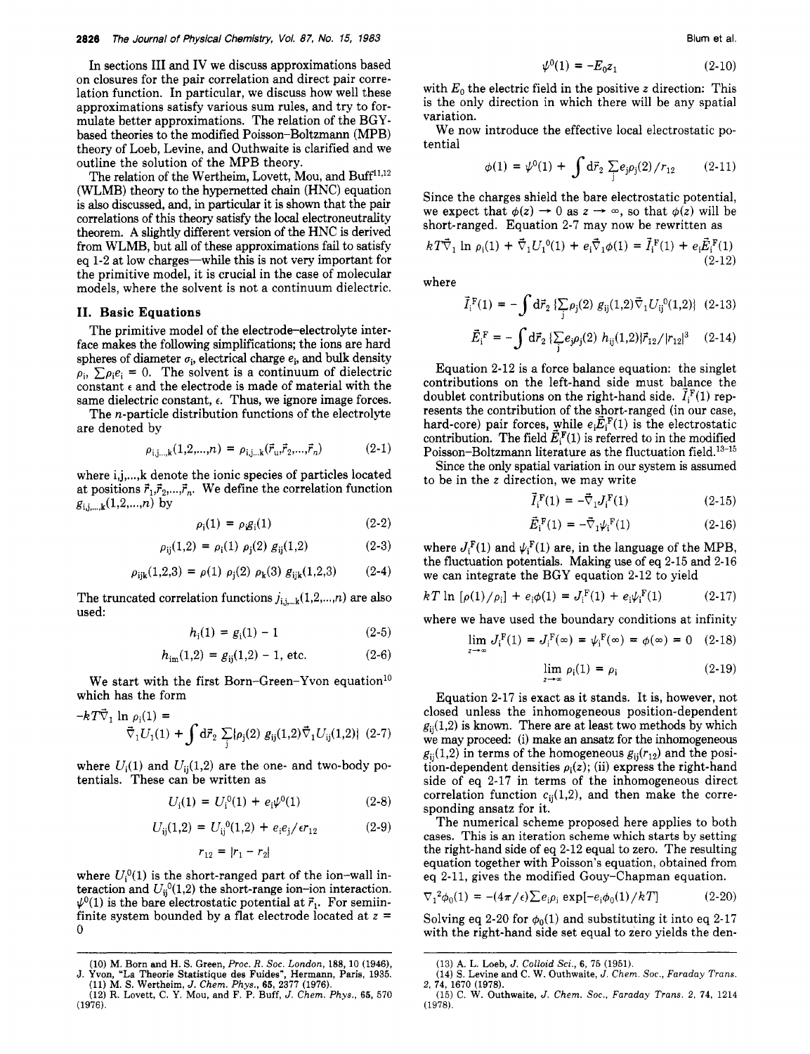In sections III and IV we discuss approximations based on closures for the pair correlation and direct pair correlation function. In particular, we discuss how well these approximations satisfy various sum rules, and try to formulate better approximations. The relation of the BGY-based theories to the modified Poisson–Boltzmann (MPB) theory of Loeb, Levine, and Outhwaite is clarified and we outline the solution of the MPB theory.

The relation of the Wertheim, Lovett, Mou, and Buff[11,12] (WLMB) theory to the hypernetted chain (HNC) equation is also discussed, and, in particular it is shown that the pair correlations of this theory satisfy the local electroneutrality theorem. A slightly different version of the HNC is derived from WLMB, but all of these approximations fail to satisfy eq 1-2 at low charges—while this is not very important for the primitive model, it is crucial in the case of molecular models, where the solvent is not a continuum dielectric.

## II. Basic Equations

The primitive model of the electrode–electrolyte interface makes the following simplifications; the ions are hard spheres of diameter $\sigma_i$, electrical charge $e_i$, and bulk density $\rho_i$, $\sum \rho_i e_i = 0$. The solvent is a continuum of dielectric constant $\epsilon$ and the electrode is made of material with the same dielectric constant, $\epsilon$. Thus, we ignore image forces.

The $n$-particle distribution functions of the electrolyte are denoted by

$$\rho_{i,j,...,k}(1,2,...,n) = \rho_{i,j...k}(\vec{r}_1,\vec{r}_2,...,\vec{r}_n) \tag{2-1}$$

where i,j,...,k denote the ionic species of particles located at positions $\vec{r}_1,\vec{r}_2,...,\vec{r}_n$. We define the correlation function $g_{i,j,...,k}(1,2,...,n)$ by

$$\rho_i(1) = \rho_i g_i(1) \tag{2-2}$$

$$\rho_{ij}(1,2) = \rho_i(1)\, \rho_j(2)\, g_{ij}(1,2) \tag{2-3}$$

$$\rho_{ijk}(1,2,3) = \rho(1)\, \rho_j(2)\, \rho_k(3)\, g_{ijk}(1,2,3) \tag{2-4}$$

The truncated correlation functions $j_{i,j,...,k}(1,2,...,n)$ are also used:

$$h_i(1) = g_i(1) - 1 \tag{2-5}$$

$$h_{im}(1,2) = g_{ij}(1,2) - 1, \text{ etc.} \tag{2-6}$$

We start with the first Born–Green–Yvon equation[10] which has the form

$$-kT\vec{\nabla}_1 \ln \rho_i(1) = \vec{\nabla}_1 U_i(1) + \int d\vec{r}_2 \sum_j \{\rho_j(2)\, g_{ij}(1,2)\vec{\nabla}_1 U_{ij}(1,2)\} \tag{2-7}$$

where $U_i(1)$ and $U_{ij}(1,2)$ are the one- and two-body potentials. These can be written as

$$U_i(1) = U_i^0(1) + e_i\psi^0(1) \tag{2-8}$$

$$U_{ij}(1,2) = U_{ij}^0(1,2) + e_ie_j/\epsilon r_{12} \tag{2-9}$$

$$r_{12} = |r_1 - r_2|$$

where $U_i^0(1)$ is the short-ranged part of the ion–wall interaction and $U_{ij}^0(1,2)$ the short-range ion–ion interaction. $\psi^0(1)$ is the bare electrostatic potential at $\vec{r}_1$. For semiinfinite system bounded by a flat electrode located at $z = 0$

$$\psi^0(1) = -E_0 z_1 \tag{2-10}$$

with $E_0$ the electric field in the positive $z$ direction: This is the only direction in which there will be any spatial variation.

We now introduce the effective local electrostatic potential

$$\phi(1) = \psi^0(1) + \int d\vec{r}_2 \sum_j e_j\rho_j(2)/r_{12} \tag{2-11}$$

Since the charges shield the bare electrostatic potential, we expect that $\phi(z) \to 0$ as $z \to \infty$, so that $\phi(z)$ will be short-ranged. Equation 2-7 may now be rewritten as

$$kT\vec{\nabla}_1 \ln \rho_i(1) + \vec{\nabla}_1 U_i^0(1) + e_i\vec{\nabla}_1\phi(1) = \vec{I}_i^F(1) + e_i\vec{E}_i^F(1) \tag{2-12}$$

where

$$\vec{I}_i^F(1) = -\int d\vec{r}_2 \{\sum_j \rho_j(2)\, g_{ij}(1,2)\vec{\nabla}_1 U_{ij}^0(1,2)\} \tag{2-13}$$

$$\vec{E}_i^F = -\int d\vec{r}_2 \{\sum_j e_j\rho_j(2)\, h_{ij}(1,2)\}\vec{r}_{12}/|r_{12}|^3 \tag{2-14}$$

Equation 2-12 is a force balance equation: the singlet contributions on the left-hand side must balance the doublet contributions on the right-hand side. $\vec{I}_i^F(1)$ represents the contribution of the short-ranged (in our case, hard-core) pair forces, while $e_i\vec{E}_i^F(1)$ is the electrostatic contribution. The field $\vec{E}_i^F(1)$ is referred to in the modified Poisson–Boltzmann literature as the fluctuation field.[13-15]

Since the only spatial variation in our system is assumed to be in the $z$ direction, we may write

$$\vec{I}_i^F(1) = -\vec{\nabla}_1 J_i^F(1) \tag{2-15}$$

$$\vec{E}_i^F(1) = -\vec{\nabla}_1\psi_i^F(1) \tag{2-16}$$

where $J_i^F(1)$ and $\psi_i^F(1)$ are, in the language of the MPB, the fluctuation potentials. Making use of eq 2-15 and 2-16 we can integrate the BGY equation 2-12 to yield

$$kT \ln [\rho(1)/\rho_i] + e_i\phi(1) = J_i^F(1) + e_i\psi_i^F(1) \tag{2-17}$$

where we have used the boundary conditions at infinity

$$\lim_{z\to\infty} J_i^F(1) = J_i^F(\infty) = \psi_i^F(\infty) = \phi(\infty) = 0 \tag{2-18}$$

$$\lim_{z\to\infty} \rho_i(1) = \rho_i \tag{2-19}$$

Equation 2-17 is exact as it stands. It is, however, not closed unless the inhomogeneous position-dependent $g_{ij}(1,2)$ is known. There are at least two methods by which we may proceed: (i) make an ansatz for the inhomogeneous $g_{ij}(1,2)$ in terms of the homogeneous $g_{ij}(r_{12})$ and the position-dependent densities $\rho_i(z)$; (ii) express the right-hand side of eq 2-17 in terms of the inhomogeneous direct correlation function $c_{ij}(1,2)$, and then make the corresponding ansatz for it.

The numerical scheme proposed here applies to both cases. This is an iteration scheme which starts by setting the right-hand side of eq 2-12 equal to zero. The resulting equation together with Poisson's equation, obtained from eq 2-11, gives the modified Gouy–Chapman equation.

$$\nabla_1^2\phi_0(1) = -(4\pi/\epsilon)\sum e_i\rho_i \exp[-e_i\phi_0(1)/kT] \tag{2-20}$$

Solving eq 2-20 for $\phi_0(1)$ and substituting it into eq 2-17 with the right-hand side set equal to zero yields the den-

(10) M. Born and H. S. Green, *Proc. R. Soc. London*, 188, 10 (1946), J. Yvon, "La Theorie Statistique des Fuides", Hermann, Paris, 1935.

(11) M. S. Wertheim, *J. Chem. Phys.*, 65, 2377 (1976).

(12) R. Lovett, C. Y. Mou, and F. P. Buff, *J. Chem. Phys.*, 65, 570 (1976).

(13) A. L. Loeb, *J. Colloid Sci.*, 6, 75 (1951).

(14) S. Levine and C. W. Outhwaite, *J. Chem. Soc., Faraday Trans. 2*, 74, 1670 (1978).

(15) C. W. Outhwaite, *J. Chem. Soc., Faraday Trans. 2*, 74, 1214 (1978).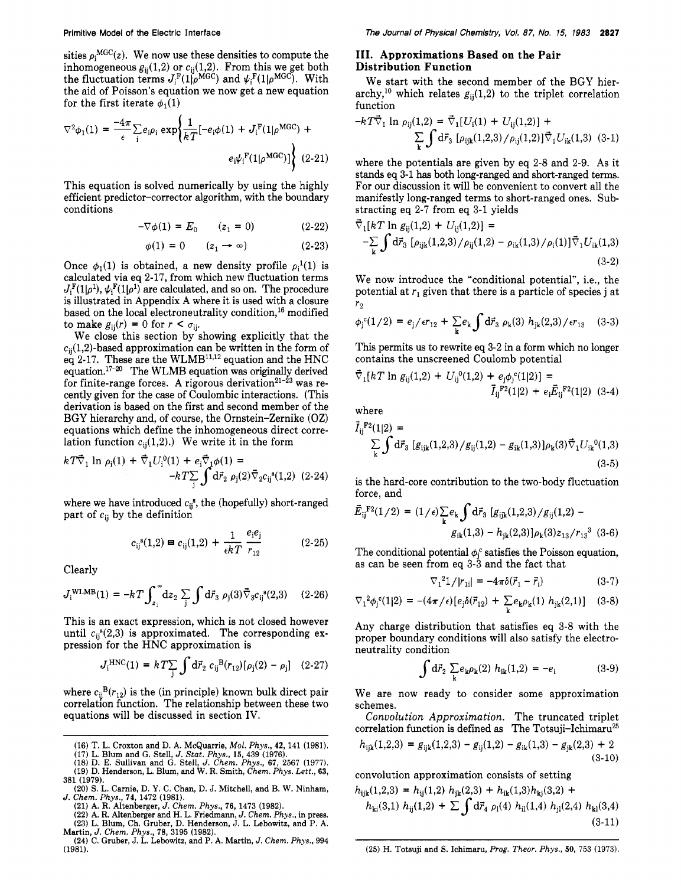sities $\rho_i^{\rm MGC}(z)$. We now use these densities to compute the inhomogeneous $g_{ij}(1,2)$ or $c_{ij}(1,2)$. From this we get both the fluctuation terms $J_i^{\rm F}(1|\rho^{\rm MGC})$ and $\psi_i^{\rm F}(1|\rho^{\rm MGC})$. With the aid of Poisson's equation we now get a new equation for the first iterate $\phi_1(1)$

$$\nabla^2\phi_1(1) = \frac{-4\pi}{\epsilon}\sum_i e_i\rho_i \exp\left\{\frac{1}{kT}[-e_i\phi(1) + J_i^{\rm F}(1|\rho^{\rm MGC}) + e_i\psi_i^{\rm F}(1|\rho^{\rm MGC})]\right\} \quad (2\text{-}21)$$

This equation is solved numerically by using the highly efficient predictor–corrector algorithm, with the boundary conditions

$$-\nabla\phi(1) = E_0 \qquad (z_1 = 0) \quad (2\text{-}22)$$

$$\phi(1) = 0 \qquad (z_1 \to \infty) \quad (2\text{-}23)$$

Once $\phi_1(1)$ is obtained, a new density profile $\rho_i^1(1)$ is calculated via eq 2-17, from which new fluctuation terms $J_i^{\rm F}(1|\rho^1)$, $\psi_i^{\rm F}(1|\rho^1)$ are calculated, and so on. The procedure is illustrated in Appendix A where it is used with a closure based on the local electroneutrality condition,[16] modified to make $g_{ij}(r) = 0$ for $r < \sigma_{ij}$.

We close this section by showing explicitly that the $c_{ij}(1,2)$-based approximation can be written in the form of eq 2-17. These are the WLMB[11,12] equation and the HNC equation.[17-20] The WLMB equation was originally derived for finite-range forces. A rigorous derivation[21-23] was recently given for the case of Coulombic interactions. (This derivation is based on the first and second member of the BGY hierarchy and, of course, the Ornstein–Zernike (OZ) equations which define the inhomogeneous direct correlation function $c_{ij}(1,2)$.) We write it in the form

$$kT\vec{\nabla}_1 \ln \rho_i(1) + \vec{\nabla}_1 U_i^0(1) + e_i\vec{\nabla}_1\phi(1) = -kT\sum_j \int d\vec{r}_2\, \rho_j(2)\vec{\nabla}_2 c_{ij}^{\rm s}(1,2) \quad (2\text{-}24)$$

where we have introduced $c_{ij}^{\rm s}$, the (hopefully) short-ranged part of $c_{ij}$ by the definition

$$c_{ij}^{\rm s}(1,2) \equiv c_{ij}(1,2) + \frac{1}{\epsilon kT}\frac{e_ie_j}{r_{12}} \quad (2\text{-}25)$$

Clearly

$$J_i^{\rm WLMB}(1) = -kT\int_{z_1}^{\infty} dz_2 \sum_j \int d\vec{r}_3\, \rho_j(3)\vec{\nabla}_3 c_{ij}^{\rm s}(2,3) \quad (2\text{-}26)$$

This is an exact expression, which is not closed however until $c_{ij}^{\rm s}(2,3)$ is approximated. The corresponding expression for the HNC approximation is

$$J_i^{\rm HNC}(1) = kT\sum_j \int d\vec{r}_2\, c_{ij}^{\rm B}(r_{12})[\rho_j(2) - \rho_j] \quad (2\text{-}27)$$

where $c_{ij}^{\rm B}(r_{12})$ is the (in principle) known bulk direct pair correlation function. The relationship between these two equations will be discussed in section IV.

## III. Approximations Based on the Pair Distribution Function

We start with the second member of the BGY hierarchy,[10] which relates $g_{ij}(1,2)$ to the triplet correlation function

$$-kT\vec{\nabla}_1 \ln \rho_{ij}(1,2) = \vec{\nabla}_1[U_i(1) + U_{ij}(1,2)] + \sum_k \int d\vec{r}_3\, [\rho_{ijk}(1,2,3)/\rho_{ij}(1,2)]\vec{\nabla}_1 U_{ik}(1,3) \quad (3\text{-}1)$$

where the potentials are given by eq 2-8 and 2-9. As it stands eq 3-1 has both long-ranged and short-ranged terms. For our discussion it will be convenient to convert all the manifestly long-ranged terms to short-ranged ones. Substracting eq 2-7 from eq 3-1 yields

$$\vec{\nabla}_1[kT \ln g_{ij}(1,2) + U_{ij}(1,2)] = -\sum_k \int d\vec{r}_3\, [\rho_{ijk}(1,2,3)/\rho_{ij}(1,2) - \rho_{ik}(1,3)/\rho_i(1)]\vec{\nabla}_1 U_{ik}(1,3) \quad (3\text{-}2)$$

We now introduce the "conditional potential", i.e., the potential at $r_1$ given that there is a particle of species j at $r_2$

$$\phi_j^{\rm c}(1/2) = e_j/\epsilon r_{12} + \sum_k e_k \int d\vec{r}_3\, \rho_k(3)\, h_{jk}(2,3)/\epsilon r_{13} \quad (3\text{-}3)$$

This permits us to rewrite eq 3-2 in a form which no longer contains the unscreened Coulomb potential

$$\vec{\nabla}_1[kT \ln g_{ij}(1,2) + U_{ij}^0(1,2) + e_i\phi_j^{\rm c}(1|2)] = \vec{I}_{ij}^{\rm F2}(1|2) + e_i\vec{E}_{ij}^{\rm F2}(1|2) \quad (3\text{-}4)$$

where

$$\vec{I}_{ij}^{\rm F2}(1|2) = \sum_k \int d\vec{r}_3\, [g_{ijk}(1,2,3)/g_{ij}(1,2) - g_{ik}(1,3)]\rho_k(3)\vec{\nabla}_1 U_{ik}^0(1,3) \quad (3\text{-}5)$$

is the hard-core contribution to the two-body fluctuation force, and

$$\vec{E}_{ij}^{\rm F2}(1/2) = (1/\epsilon)\sum_k e_k \int d\vec{r}_3\, [g_{ijk}(1,2,3)/g_{ij}(1,2) - g_{ik}(1,3) - h_{jk}(2,3)]\rho_k(3)z_{13}/r_{13}^3 \quad (3\text{-}6)$$

The conditional potential $\phi_j^{\rm c}$ satisfies the Poisson equation, as can be seen from eq 3-3 and the fact that

$$\nabla_1^2 1/|r_{1i}| = -4\pi\delta(\vec{r}_1 - \vec{r}_i) \quad (3\text{-}7)$$

$$\nabla_1^2\phi_j^{\rm c}(1|2) = -(4\pi/\epsilon)[e_j\delta(\vec{r}_{12}) + \sum_k e_k\rho_k(1)\, h_{jk}(2,1)] \quad (3\text{-}8)$$

Any charge distribution that satisfies eq 3-8 with the proper boundary conditions will also satisfy the electroneutrality condition

$$\int d\vec{r}_2 \sum_k e_k\rho_k(2)\, h_{ik}(1,2) = -e_i \quad (3\text{-}9)$$

We are now ready to consider some approximation schemes.

*Convolution Approximation.* The truncated triplet correlation function is defined as

$$h_{ijk}(1,2,3) = g_{ijk}(1,2,3) - g_{ij}(1,2) - g_{ik}(1,3) - g_{jk}(2,3) + 2 \quad (3\text{-}10)$$

The Totsuji–Ichimaru[25] convolution approximation consists of setting

$$h_{ijk}(1,2,3) = h_{ij}(1,2)\, h_{jk}(2,3) + h_{ik}(1,3)h_{kj}(3,2) + h_{ki}(3,1)\, h_{ij}(1,2) + \sum \int d\vec{r}_4\, \rho_l(4)\, h_{il}(1,4)\, h_{jl}(2,4)\, h_{kl}(3,4) \quad (3\text{-}11)$$

(16) T. L. Croxton and D. A. McQuarrie, *Mol. Phys.*, **42**, 141 (1981).
(17) L. Blum and G. Stell, *J. Stat. Phys.*, **15**, 439 (1976).
(18) D. E. Sullivan and G. Stell, *J. Chem. Phys.*, **67**, 2567 (1977).
(19) D. Henderson, L. Blum, and W. R. Smith, *Chem. Phys. Lett.*, **63**, 381 (1979).
(20) S. L. Carnie, D. Y. C. Chan, D. J. Mitchell, and B. W. Ninham, *J. Chem. Phys.*, **74**, 1472 (1981).
(21) A. R. Altenberger, *J. Chem. Phys.*, **76**, 1473 (1982).
(22) A. R. Altenberger and H. L. Friedmann, *J. Chem. Phys.*, in press.
(23) L. Blum, Ch. Gruber, D. Henderson, J. L. Lebowitz, and P. A. Martin, *J. Chem. Phys.*, **78**, 3195 (1982).
(24) C. Gruber, J. L. Lebowitz, and P. A. Martin, *J. Chem. Phys.*, 994 (1981).
(25) H. Totsuji and S. Ichimaru, *Prog. Theor. Phys.*, **50**, 753 (1973).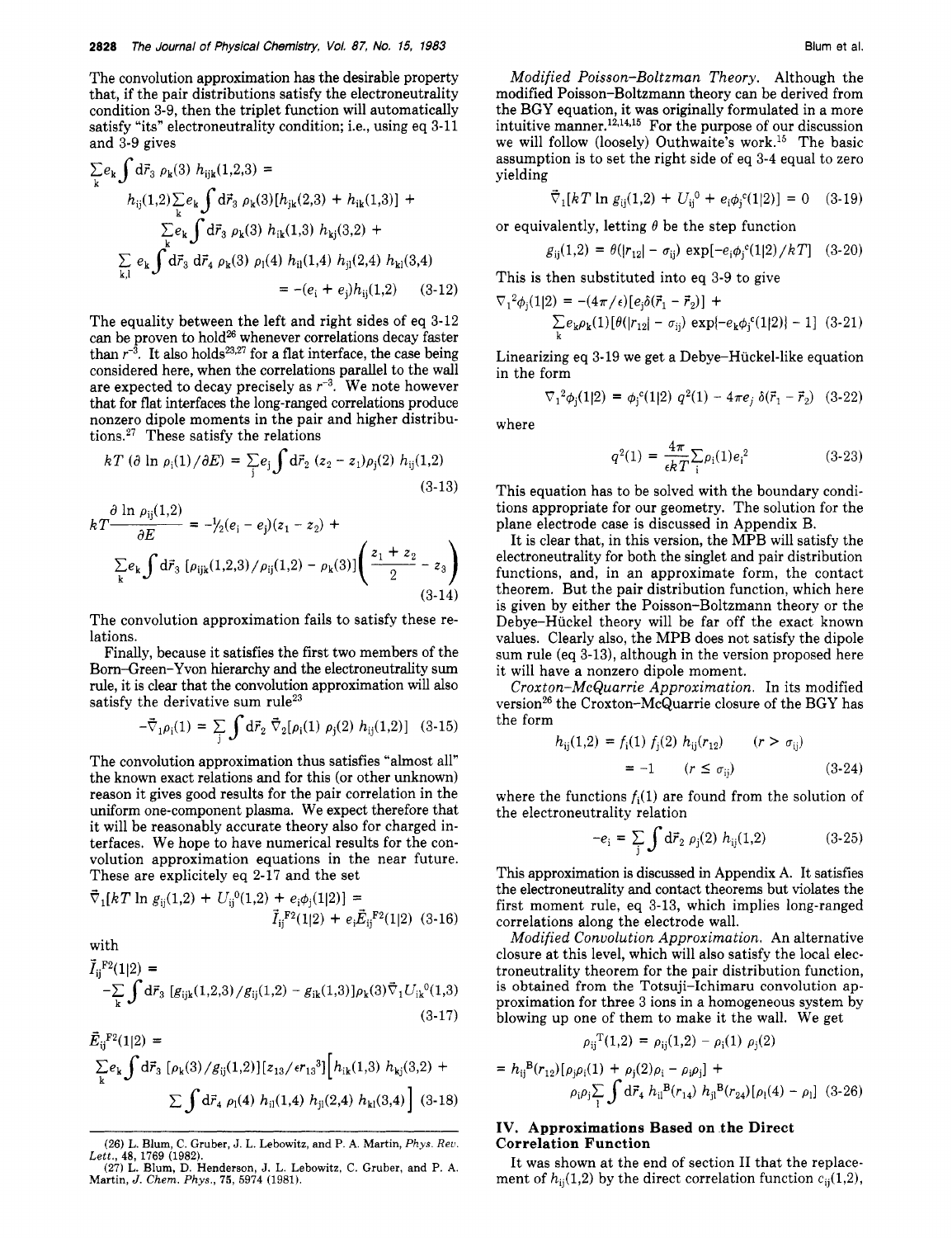The convolution approximation has the desirable property that, if the pair distributions satisfy the electroneutrality condition 3-9, then the triplet function will automatically satisfy "its" electroneutrality condition; i.e., using eq 3-11 and 3-9 gives

$$\sum_k e_k \int d\vec{r}_3\, \rho_k(3)\, h_{ijk}(1,2,3) = h_{ij}(1,2)\sum_k e_k \int d\vec{r}_3\, \rho_k(3)[h_{jk}(2,3) + h_{ik}(1,3)] + \sum_k e_k \int d\vec{r}_3\, \rho_k(3)\, h_{ik}(1,3)\, h_{kj}(3,2) + \sum_{k,l} e_k \int d\vec{r}_3\, d\vec{r}_4\, \rho_k(3)\, \rho_l(4)\, h_{il}(1,4)\, h_{jl}(2,4)\, h_{kl}(3,4) = -(e_i + e_j)h_{ij}(1,2) \quad (3\text{-}12)$$

The equality between the left and right sides of eq 3-12 can be proven to hold[26] whenever correlations decay faster than $r^{-3}$. It also holds[23,27] for a flat interface, the case being considered here, when the correlations parallel to the wall are expected to decay precisely as $r^{-3}$. We note however that for flat interfaces the long-ranged correlations produce nonzero dipole moments in the pair and higher distributions.[27] These satisfy the relations

$$kT\,(\partial \ln \rho_i(1)/\partial E) = \sum_j e_j \int d\vec{r}_2\, (z_2 - z_1)\rho_j(2)\, h_{ij}(1,2) \quad (3\text{-}13)$$

$$kT\frac{\partial \ln \rho_{ij}(1,2)}{\partial E} = -\tfrac{1}{2}(e_i - e_j)(z_1 - z_2) + \sum_k e_k \int d\vec{r}_3\, [\rho_{ijk}(1,2,3)/\rho_{ij}(1,2) - \rho_k(3)]\left(\frac{z_1 + z_2}{2} - z_3\right) \quad (3\text{-}14)$$

The convolution approximation fails to satisfy these relations.

Finally, because it satisfies the first two members of the Born-Green-Yvon hierarchy and the electroneutrality sum rule, it is clear that the convolution approximation will also satisfy the derivative sum rule[23]

$$-\vec{\nabla}_1\rho_i(1) = \sum_j \int d\vec{r}_2\, \vec{\nabla}_2[\rho_i(1)\, \rho_j(2)\, h_{ij}(1,2)] \quad (3\text{-}15)$$

The convolution approximation thus satisfies "almost all" the known exact relations and for this (or other unknown) reason it gives good results for the pair correlation in the uniform one-component plasma. We expect therefore that it will be reasonably accurate theory also for charged interfaces. We hope to have numerical results for the convolution approximation equations in the near future. These are explicitely eq 2-17 and the set

$$\vec{\nabla}_1[kT \ln g_{ij}(1,2) + U_{ij}^0(1,2) + e_i\phi_j(1|2)] = \vec{I}_{ij}^{F2}(1|2) + e_i\vec{E}_{ij}^{F2}(1|2) \quad (3\text{-}16)$$

with

$$\vec{I}_{ij}^{F2}(1|2) = -\sum_k \int d\vec{r}_3\, [g_{ijk}(1,2,3)/g_{ij}(1,2) - g_{ik}(1,3)]\rho_k(3)\vec{\nabla}_1 U_{ik}^0(1,3) \quad (3\text{-}17)$$

$$\vec{E}_{ij}^{F2}(1|2) = \sum_k e_k \int d\vec{r}_3\, [\rho_k(3)/g_{ij}(1,2)][z_{13}/\epsilon r_{13}^3]\Big[h_{ik}(1,3)\, h_{kj}(3,2) + \sum_l \int d\vec{r}_4\, \rho_l(4)\, h_{il}(1,4)\, h_{jl}(2,4)\, h_{kl}(3,4)\Big] \quad (3\text{-}18)$$

*Modified Poisson-Boltzman Theory.* Although the modified Poisson-Boltzmann theory can be derived from the BGY equation, it was originally formulated in a more intuitive manner.[12,14,15] For the purpose of our discussion we will follow (loosely) Outhwaite's work.[15] The basic assumption is to set the right side of eq 3-4 equal to zero yielding

$$\vec{\nabla}_1[kT \ln g_{ij}(1,2) + U_{ij}^0 + e_i\phi_j^c(1|2)] = 0 \quad (3\text{-}19)$$

or equivalently, letting $\theta$ be the step function

$$g_{ij}(1,2) = \theta(|r_{12}| - \sigma_{ij})\, \exp[-e_i\phi_j^c(1|2)/kT] \quad (3\text{-}20)$$

This is then substituted into eq 3-9 to give

$$\nabla_1^2\phi_j(1|2) = -(4\pi/\epsilon)[e_j\delta(\vec{r}_1 - \vec{r}_2)] + \sum_k e_k\rho_k(1)[\theta(|r_{12}| - \sigma_{ij})\, \exp\{-e_k\phi_j^c(1|2)\} - 1] \quad (3\text{-}21)$$

Linearizing eq 3-19 we get a Debye-Hückel-like equation in the form

$$\nabla_1^2\phi_j(1|2) = \phi_j^c(1|2)\, q^2(1) - 4\pi e_j\, \delta(\vec{r}_1 - \vec{r}_2) \quad (3\text{-}22)$$

where

$$q^2(1) = \frac{4\pi}{\epsilon kT}\sum_i \rho_i(1)e_i^2 \quad (3\text{-}23)$$

This equation has to be solved with the boundary conditions appropriate for our geometry. The solution for the plane electrode case is discussed in Appendix B.

It is clear that, in this version, the MPB will satisfy the electroneutrality for both the singlet and pair distribution functions, and, in an approximate form, the contact theorem. But the pair distribution function, which here is given by either the Poisson-Boltzmann theory or the Debye-Hückel theory will be far off the exact known values. Clearly also, the MPB does not satisfy the dipole sum rule (eq 3-13), although in the version proposed here it will have a nonzero dipole moment.

*Croxton-McQuarrie Approximation.* In its modified version[26] the Croxton-McQuarrie closure of the BGY has the form

$$h_{ij}(1,2) = f_i(1)\, f_j(2)\, h_{ij}(r_{12}) \qquad (r > \sigma_{ij})$$
$$= -1 \qquad (r \le \sigma_{ij}) \quad (3\text{-}24)$$

where the functions $f_i(1)$ are found from the solution of the electroneutrality relation

$$-e_i = \sum_j \int d\vec{r}_2\, \rho_j(2)\, h_{ij}(1,2) \quad (3\text{-}25)$$

This approximation is discussed in Appendix A. It satisfies the electroneutrality and contact theorems but violates the first moment rule, eq 3-13, which implies long-ranged correlations along the electrode wall.

*Modified Convolution Approximation.* An alternative closure at this level, which will also satisfy the local electroneutrality theorem for the pair distribution function, is obtained from the Totsuji-Ichimaru convolution approximation for three 3 ions in a homogeneous system by blowing up one of them to make it the wall. We get

$$\rho_{ij}^T(1,2) = \rho_{ij}(1,2) - \rho_i(1)\, \rho_j(2) = h_{ij}^B(r_{12})[\rho_j\rho_i(1) + \rho_j(2)\rho_i - \rho_i\rho_j] + \rho_i\rho_j\sum_l \int d\vec{r}_4\, h_{il}^B(r_{14})\, h_{jl}^B(r_{24})[\rho_l(4) - \rho_l] \quad (3\text{-}26)$$

## IV. Approximations Based on the Direct Correlation Function

It was shown at the end of section II that the replacement of $h_{ij}(1,2)$ by the direct correlation function $c_{ij}(1,2)$,

---

(26) L. Blum, C. Gruber, J. L. Lebowitz, and P. A. Martin, *Phys. Rev. Lett.*, 48, 1769 (1982).

(27) L. Blum, D. Henderson, J. L. Lebowitz, C. Gruber, and P. A. Martin, *J. Chem. Phys.*, 75, 5974 (1981).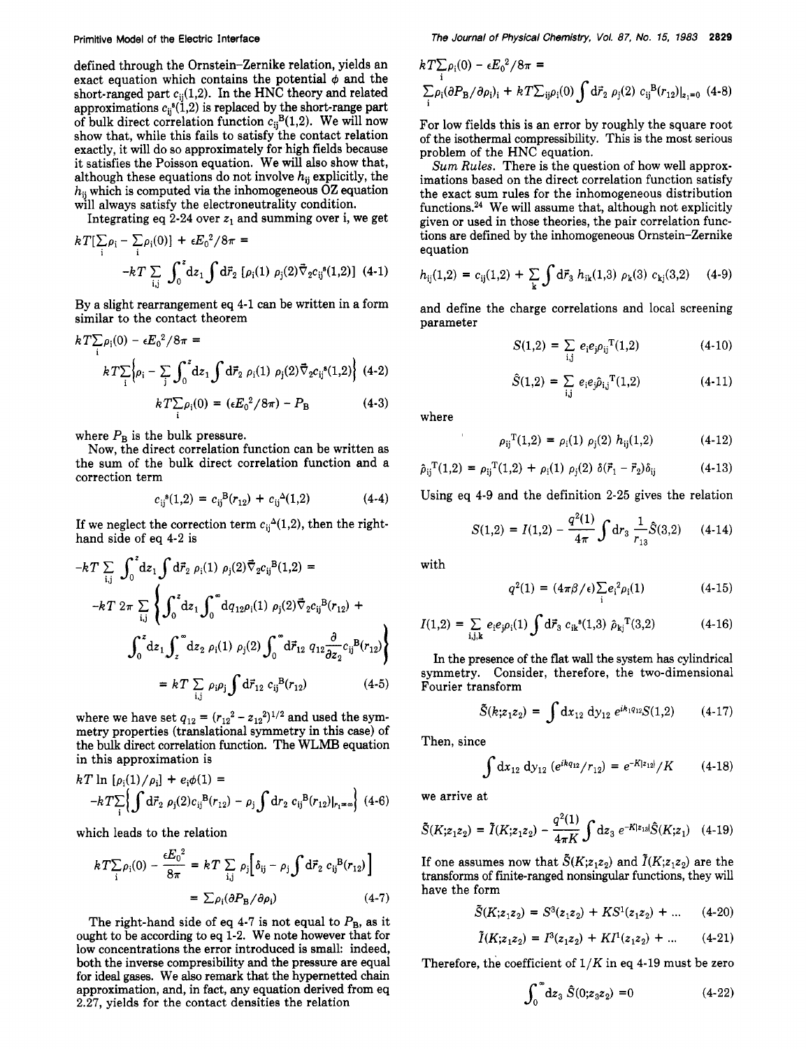defined through the Ornstein–Zernike relation, yields an exact equation which contains the potential $\phi$ and the short-ranged part $c_{ij}(1,2)$. In the HNC theory and related approximations $c_{ij}^{s}(1,2)$ is replaced by the short-range part of bulk direct correlation function $c_{ij}^{B}(1,2)$. We will now show that, while this fails to satisfy the contact relation exactly, it will do so approximately for high fields because it satisfies the Poisson equation. We will also show that, although these equations do not involve $h_{ij}$ explicitly, the $h_{ij}$ which is computed via the inhomogeneous OZ equation will always satisfy the electroneutrality condition.

Integrating eq 2-24 over $z_1$ and summing over i, we get

$$kT[\sum_i \rho_i - \sum_i \rho_i(0)] + \epsilon E_0^2/8\pi = -kT\sum_{i,j}\int_0^z dz_1 \int d\vec{r}_2\, [\rho_i(1)\,\rho_j(2)\vec{\nabla}_2 c_{ij}^{s}(1,2)] \quad (4\text{-}1)$$

By a slight rearrangement eq 4-1 can be written in a form similar to the contact theorem

$$kT\sum_i \rho_i(0) - \epsilon E_0^2/8\pi = kT\sum_i\left\{\rho_i - \sum_j \int_0^z dz_1 \int d\vec{r}_2\, \rho_i(1)\,\rho_j(2)\vec{\nabla}_2 c_{ij}^{s}(1,2)\right\} \quad (4\text{-}2)$$

$$kT\sum_i \rho_i(0) = (\epsilon E_0^2/8\pi) - P_B \quad (4\text{-}3)$$

where $P_B$ is the bulk pressure.

Now, the direct correlation function can be written as the sum of the bulk direct correlation function and a correction term

$$c_{ij}^{s}(1,2) = c_{ij}^{B}(r_{12}) + c_{ij}^{\Delta}(1,2) \quad (4\text{-}4)$$

If we neglect the correction term $c_{ij}^{\Delta}(1,2)$, then the right-hand side of eq 4-2 is

$$-kT\sum_{i,j}\int_0^z dz_1 \int d\vec{r}_2\, \rho_i(1)\,\rho_j(2)\vec{\nabla}_2 c_{ij}^{B}(1,2) = -kT\,2\pi\sum_{i,j}\left\{\int_0^z dz_1 \int_0^\infty dq_{12}\rho_i(1)\,\rho_j(2)\vec{\nabla}_2 c_{ij}^{B}(r_{12}) + \int_0^z dz_1 \int_z^\infty dz_2\, \rho_i(1)\,\rho_j(2)\int_0^\infty d\vec{r}_{12}\, q_{12}\frac{\partial}{\partial z_2}c_{ij}^{B}(r_{12})\right\} = kT\sum_{i,j}\rho_i\rho_j\int d\vec{r}_{12}\, c_{ij}^{B}(r_{12}) \quad (4\text{-}5)$$

where we have set $q_{12} = (r_{12}^2 - z_{12}^2)^{1/2}$ and used the symmetry properties (translational symmetry in this case) of the bulk direct correlation function. The WLMB equation in this approximation is

$$kT\ln[\rho_i(1)/\rho_i] + e_i\phi(1) = -kT\sum_i\left\{\int d\vec{r}_2\, \rho_j(2)c_{ij}^{B}(r_{12}) - \rho_j\int dr_2\, c_{ij}^{B}(r_{12})|_{r_1=\infty}\right\} \quad (4\text{-}6)$$

which leads to the relation

$$kT\sum_i \rho_i(0) - \frac{\epsilon E_0^2}{8\pi} = kT\sum_{i,j}\rho_i\left[\delta_{ij} - \rho_j\int d\vec{r}_2\, c_{ij}^{B}(r_{12})\right] = \sum \rho_i(\partial P_B/\partial\rho_i) \quad (4\text{-}7)$$

The right-hand side of eq 4-7 is not equal to $P_B$, as it ought to be according to eq 1-2. We note however that for low concentrations the error introduced is small: indeed, both the inverse compresibility and the pressure are equal for ideal gases. We also remark that the hypernetted chain approximation, and, in fact, any equation derived from eq 2.27, yields for the contact densities the relation

$$kT\sum_i \rho_i(0) - \epsilon E_0^2/8\pi = \sum_i \rho_i(\partial P_B/\partial\rho_i)_i + kT\sum_{ij}\rho_i(0)\int d\vec{r}_2\, \rho_j(2)\, c_{ij}^{B}(r_{12})|_{z_1=0} \quad (4\text{-}8)$$

For low fields this is an error by roughly the square root of the isothermal compressibility. This is the most serious problem of the HNC equation.

*Sum Rules.* There is the question of how well approximations based on the direct correlation function satisfy the exact sum rules for the inhomogeneous distribution functions.[24] We will assume that, although not explicitly given or used in those theories, the pair correlation functions are defined by the inhomogeneous Ornstein–Zernike equation

$$h_{ij}(1,2) = c_{ij}(1,2) + \sum_k\int d\vec{r}_3\, h_{ik}(1,3)\,\rho_k(3)\,c_{kj}(3,2) \quad (4\text{-}9)$$

and define the charge correlations and local screening parameter

$$S(1,2) = \sum_{i,j} e_ie_j\rho_{ij}^{T}(1,2) \quad (4\text{-}10)$$

$$\hat{S}(1,2) = \sum_{i,j} e_ie_j\hat{\rho}_{ij}^{T}(1,2) \quad (4\text{-}11)$$

where

$$\rho_{ij}^{T}(1,2) = \rho_i(1)\,\rho_j(2)\,h_{ij}(1,2) \quad (4\text{-}12)$$

$$\hat{\rho}_{ij}^{T}(1,2) = \rho_{ij}^{T}(1,2) + \rho_i(1)\,\rho_j(2)\,\delta(\vec{r}_1 - \vec{r}_2)\delta_{ij} \quad (4\text{-}13)$$

Using eq 4-9 and the definition 2-25 gives the relation

$$S(1,2) = I(1,2) - \frac{q^2(1)}{4\pi}\int dr_3\,\frac{1}{r_{13}}\hat{S}(3,2) \quad (4\text{-}14)$$

with

$$q^2(1) = (4\pi\beta/\epsilon)\sum_i e_i^2\rho_i(1) \quad (4\text{-}15)$$

$$I(1,2) = \sum_{i,j,k} e_ie_j\rho_i(1)\int d\vec{r}_3\, c_{ik}^{s}(1,3)\,\hat{\rho}_{kj}^{T}(3,2) \quad (4\text{-}16)$$

In the presence of the flat wall the system has cylindrical symmetry. Consider, therefore, the two-dimensional Fourier transform

$$\tilde{S}(k;z_1z_2) = \int dx_{12}\,dy_{12}\, e^{ik_1q_{12}}S(1,2) \quad (4\text{-}17)$$

Then, since

$$\int dx_{12}\,dy_{12}\,(e^{ikq_{12}}/r_{12}) = e^{-K|z_{12}|}/K \quad (4\text{-}18)$$

we arrive at

$$\tilde{S}(K;z_1z_2) = \tilde{I}(K;z_1z_2) - \frac{q^2(1)}{4\pi K}\int dz_3\, e^{-K|z_{13}|}\hat{S}(K;z_1) \quad (4\text{-}19)$$

If one assumes now that $\tilde{S}(K;z_1z_2)$ and $\tilde{I}(K;z_1z_2)$ are the transforms of finite-ranged nonsingular functions, they will have the form

$$\tilde{S}(K;z_1z_2) = S^3(z_1z_2) + KS^1(z_1z_2) + \ldots \quad (4\text{-}20)$$

$$\tilde{I}(K;z_1z_2) = I^3(z_1z_2) + KI^1(z_1z_2) + \ldots \quad (4\text{-}21)$$

Therefore, the coefficient of $1/K$ in eq 4-19 must be zero

$$\int_0^\infty dz_3\,\hat{S}(0;z_3z_2) = 0 \quad (4\text{-}22)$$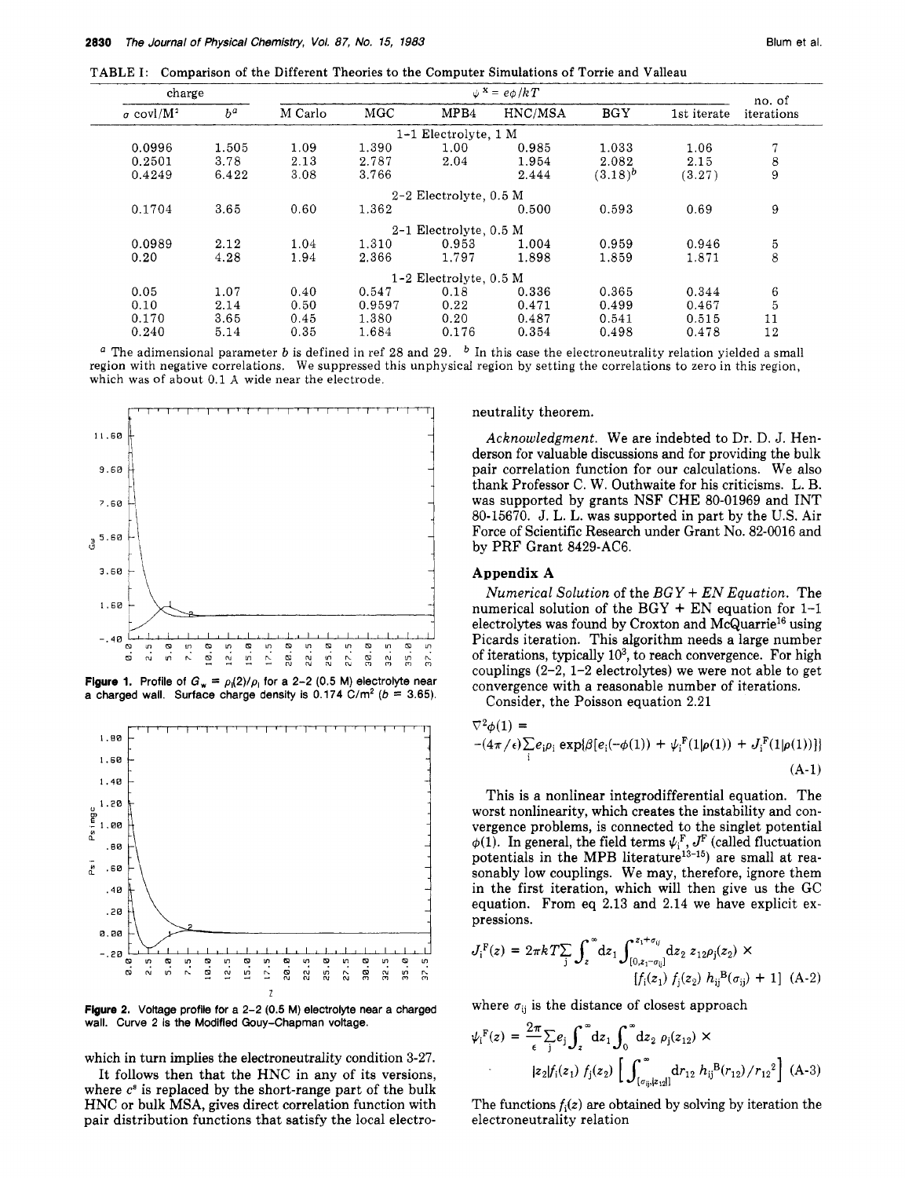TABLE I: Comparison of the Different Theories to the Computer Simulations of Torrie and Valleau

| charge | | $\psi^x = e\phi/kT$ | | | | | | no. of iterations |
|---|---|---|---|---|---|---|---|---|
| σ covl/M² | $b^a$ | M Carlo | MGC | MPB4 | HNC/MSA | BGY | 1st iterate | |
| | | | 1-1 Electrolyte, 1 M | | | | | |
| 0.0996 | 1.505 | 1.09 | 1.390 | 1.00 | 0.985 | 1.033 | 1.06 | 7 |
| 0.2501 | 3.78 | 2.13 | 2.787 | 2.04 | 1.954 | 2.082 | 2.15 | 8 |
| 0.4249 | 6.422 | 3.08 | 3.766 | | 2.444 | (3.18)$^b$ | (3.27) | 9 |
| | | | 2-2 Electrolyte, 0.5 M | | | | | |
| 0.1704 | 3.65 | 0.60 | 1.362 | | 0.500 | 0.593 | 0.69 | 9 |
| | | | 2-1 Electrolyte, 0.5 M | | | | | |
| 0.0989 | 2.12 | 1.04 | 1.310 | 0.953 | 1.004 | 0.959 | 0.946 | 5 |
| 0.20 | 4.28 | 1.94 | 2.366 | 1.797 | 1.898 | 1.859 | 1.871 | 8 |
| | | | 1-2 Electrolyte, 0.5 M | | | | | |
| 0.05 | 1.07 | 0.40 | 0.547 | 0.18 | 0.336 | 0.365 | 0.344 | 6 |
| 0.10 | 2.14 | 0.50 | 0.9597 | 0.22 | 0.471 | 0.499 | 0.467 | 5 |
| 0.170 | 3.65 | 0.45 | 1.380 | 0.20 | 0.487 | 0.541 | 0.515 | 11 |
| 0.240 | 5.14 | 0.35 | 1.684 | 0.176 | 0.354 | 0.498 | 0.478 | 12 |

[a] The adimensional parameter $b$ is defined in ref 28 and 29. [b] In this case the electroneutrality relation yielded a small region with negative correlations. We suppressed this unphysical region by setting the correlations to zero in this region, which was of about 0.1 Å wide near the electrode.

**Figure 1.** Profile of $G_w = \rho_i(2)/\rho_i$ for a 2-2 (0.5 M) electrolyte near a charged wall. Surface charge density is 0.174 C/m² ($b$ = 3.65).

**Figure 2.** Voltage profile for a 2-2 (0.5 M) electrolyte near a charged wall. Curve 2 is the Modified Gouy-Chapman voltage.

which in turn implies the electroneutrality condition 3-27.

It follows then that the HNC in any of its versions, where $c^s$ is replaced by the short-range part of the bulk HNC or bulk MSA, gives direct correlation function with pair distribution functions that satisfy the local electroneutrality theorem.

*Acknowledgment.* We are indebted to Dr. D. J. Henderson for valuable discussions and for providing the bulk pair correlation function for our calculations. We also thank Professor C. W. Outhwaite for his criticisms. L. B. was supported by grants NSF CHE 80-01969 and INT 80-15670. J. L. L. was supported in part by the U.S. Air Force of Scientific Research under Grant No. 82-0016 and by PRF Grant 8429-AC6.

## Appendix A

*Numerical Solution of the BGY + EN Equation.* The numerical solution of the BGY + EN equation for 1-1 electrolytes was found by Croxton and McQuarrie[16] using Picards iteration. This algorithm needs a large number of iterations, typically $10^3$, to reach convergence. For high couplings (2-2, 1-2 electrolytes) we were not able to get convergence with a reasonable number of iterations.

Consider, the Poisson equation 2.21

$$\nabla^2\phi(1) = -(4\pi/\epsilon)\sum_i e_i\rho_i \exp\{\beta[e_i(-\phi(1)) + \psi_i^F(1|\rho(1)) + J_i^F(1|\rho(1))]\} \quad \text{(A-1)}$$

This is a nonlinear integrodifferential equation. The worst nonlinearity, which creates the instability and convergence problems, is connected to the singlet potential $\phi(1)$. In general, the field terms $\psi_i^F$, $J^F$ (called fluctuation potentials in the MPB literature[13-15]) are small at reasonably low couplings. We may, therefore, ignore them in the first iteration, which will then give us the GC equation. From eq 2.13 and 2.14 we have explicit expressions.

$$J_i^F(z) = 2\pi kT\sum_j \int_z^\infty dz_1 \int_{[0,z_1-\sigma_{ij}]}^{z_1+\sigma_{ij}} dz_2\, z_{12}\rho_j(z_2) \times [f_i(z_1)\, f_j(z_2)\, h_{ij}^B(\sigma_{ij}) + 1] \quad \text{(A-2)}$$

where $\sigma_{ij}$ is the distance of closest approach

$$\psi_i^F(z) = \frac{2\pi}{\epsilon}\sum_j e_j \int_z^\infty dz_1 \int_0^\infty dz_2\, \rho_j(z_{12}) \times |z_2| f_i(z_1)\, f_j(z_2) \left[\int_{[\sigma_{ij},|z_{12}|]}^\infty dr_{12}\, h_{ij}^B(r_{12})/r_{12}^2\right] \quad \text{(A-3)}$$

The functions $f_i(z)$ are obtained by solving by iteration the electroneutrality relation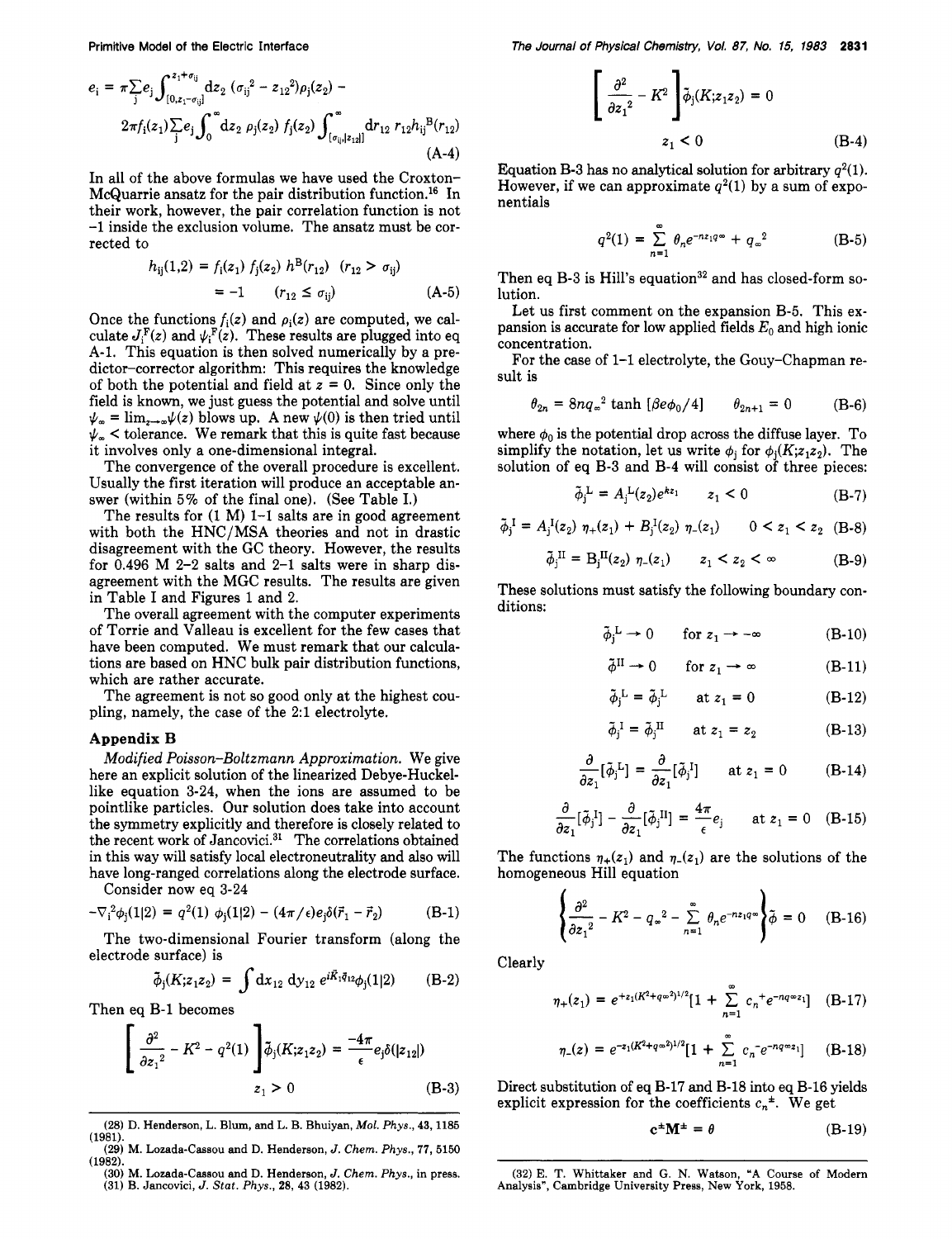$$e_i = \pi \sum_j e_j \int_{[0,z_1-\sigma_{ij}]}^{z_1+\sigma_{ij}} dz_2\, (\sigma_{ij}^2 - z_{12}^2)\rho_j(z_2) - 2\pi f_i(z_1) \sum_j e_j \int_0^\infty dz_2\, \rho_j(z_2)\, f_j(z_2) \int_{[\sigma_{ij},|z_{12}|]}^\infty dr_{12}\, r_{12} h_{ij}^B(r_{12}) \quad \text{(A-4)}$$

In all of the above formulas we have used the Croxton–McQuarrie ansatz for the pair distribution function.[16] In their work, however, the pair correlation function is not $-1$ inside the exclusion volume. The ansatz must be corrected to

$$h_{ij}(1,2) = f_i(z_1)\, f_j(z_2)\, h^B(r_{12}) \quad (r_{12} > \sigma_{ij})$$
$$= -1 \quad (r_{12} \leq \sigma_{ij}) \quad \text{(A-5)}$$

Once the functions $f_i(z)$ and $\rho_i(z)$ are computed, we calculate $J_i^F(z)$ and $\psi_i^F(z)$. These results are plugged into eq A-1. This equation is then solved numerically by a predictor–corrector algorithm: This requires the knowledge of both the potential and field at $z = 0$. Since only the field is known, we just guess the potential and solve until $\psi_\infty = \lim_{z\to\infty}\psi(z)$ blows up. A new $\psi(0)$ is then tried until $\psi_\infty <$ tolerance. We remark that this is quite fast because it involves only a one-dimensional integral.

The convergence of the overall procedure is excellent. Usually the first iteration will produce an acceptable answer (within 5% of the final one). (See Table I.)

The results for (1 M) 1–1 salts are in good agreement with both the HNC/MSA theories and not in drastic disagreement with the GC theory. However, the results for 0.496 M 2–2 salts and 2–1 salts were in sharp disagreement with the MGC results. The results are given in Table I and Figures 1 and 2.

The overall agreement with the computer experiments of Torrie and Valleau is excellent for the few cases that have been computed. We must remark that our calculations are based on HNC bulk pair distribution functions, which are rather accurate.

The agreement is not so good only at the highest coupling, namely, the case of the 2:1 electrolyte.

## Appendix B

*Modified Poisson–Boltzmann Approximation.* We give here an explicit solution of the linearized Debye–Huckel-like equation 3-24, when the ions are assumed to be pointlike particles. Our solution does take into account the symmetry explicitly and therefore is closely related to the recent work of Jancovici.[31] The correlations obtained in this way will satisfy local electroneutrality and also will have long-ranged correlations along the electrode surface.

Consider now eq 3-24

$$-\nabla_1^2 \phi_j(1|2) = q^2(1)\, \phi_j(1|2) - (4\pi/\epsilon) e_j \delta(\vec{r}_1 - \vec{r}_2) \quad \text{(B-1)}$$

The two-dimensional Fourier transform (along the electrode surface) is

$$\tilde{\phi}_j(K;z_1z_2) = \int dx_{12}\, dy_{12}\, e^{i\vec{K}\cdot\vec{q}_{12}} \phi_j(1|2) \quad \text{(B-2)}$$

Then eq B-1 becomes

$$\left[\frac{\partial^2}{\partial z_1^2} - K^2 - q^2(1)\right]\tilde{\phi}_j(K;z_1z_2) = \frac{-4\pi}{\epsilon} e_j \delta(|z_{12}|) \qquad z_1 > 0 \quad \text{(B-3)}$$

$$\left[\frac{\partial^2}{\partial z_1^2} - K^2\right]\tilde{\phi}_j(K;z_1z_2) = 0 \qquad z_1 < 0 \quad \text{(B-4)}$$

Equation B-3 has no analytical solution for arbitrary $q^2(1)$. However, if we can approximate $q^2(1)$ by a sum of exponentials

$$q^2(1) = \sum_{n=1}^{\infty} \theta_n e^{-nz_1q_\infty} + q_\infty^2 \quad \text{(B-5)}$$

Then eq B-3 is Hill's equation[32] and has closed-form solution.

Let us first comment on the expansion B-5. This expansion is accurate for low applied fields $E_0$ and high ionic concentration.

For the case of 1–1 electrolyte, the Gouy–Chapman result is

$$\theta_{2n} = 8nq_\infty^2 \tanh\,[\beta e\phi_0/4] \qquad \theta_{2n+1} = 0 \quad \text{(B-6)}$$

where $\phi_0$ is the potential drop across the diffuse layer. To simplify the notation, let us write $\phi_j$ for $\phi_j(K;z_1z_2)$. The solution of eq B-3 and B-4 will consist of three pieces:

$$\tilde{\phi}_j^L = A_j^L(z_2)e^{kz_1} \qquad z_1 < 0 \quad \text{(B-7)}$$

$$\tilde{\phi}_j^I = A_j^I(z_2)\, \eta_+(z_1) + B_j^I(z_2)\, \eta_-(z_1) \qquad 0 < z_1 < z_2 \quad \text{(B-8)}$$

$$\tilde{\phi}_j^{II} = B_j^{II}(z_2)\, \eta_-(z_1) \qquad z_1 < z_2 < \infty \quad \text{(B-9)}$$

These solutions must satisfy the following boundary conditions:

$$\tilde{\phi}_j^L \to 0 \quad \text{for } z_1 \to -\infty \quad \text{(B-10)}$$

$$\tilde{\phi}^{II} \to 0 \quad \text{for } z_1 \to \infty \quad \text{(B-11)}$$

$$\tilde{\phi}_j^L = \tilde{\phi}_j^L \quad \text{at } z_1 = 0 \quad \text{(B-12)}$$

$$\tilde{\phi}_j^I = \tilde{\phi}_j^{II} \quad \text{at } z_1 = z_2 \quad \text{(B-13)}$$

$$\frac{\partial}{\partial z_1}[\tilde{\phi}_j^L] = \frac{\partial}{\partial z_1}[\tilde{\phi}_j^I] \quad \text{at } z_1 = 0 \quad \text{(B-14)}$$

$$\frac{\partial}{\partial z_1}[\tilde{\phi}_j^I] - \frac{\partial}{\partial z_1}[\tilde{\phi}_j^{II}] = \frac{4\pi}{\epsilon} e_j \quad \text{at } z_1 = 0 \quad \text{(B-15)}$$

The functions $\eta_+(z_1)$ and $\eta_-(z_1)$ are the solutions of the homogeneous Hill equation

$$\left\{\frac{\partial^2}{\partial z_1^2} - K^2 - q_\infty^2 - \sum_{n=1}^{\infty} \theta_n e^{-nz_1q_\infty}\right\}\tilde{\phi} = 0 \quad \text{(B-16)}$$

Clearly

$$\eta_+(z_1) = e^{+z_1(K^2+q_\infty^2)^{1/2}}\left[1 + \sum_{n=1}^{\infty} c_n^+ e^{-nq_\infty z_1}\right] \quad \text{(B-17)}$$

$$\eta_-(z) = e^{-z_1(K^2+q_\infty^2)^{1/2}}\left[1 + \sum_{n=1}^{\infty} c_n^- e^{-nq_\infty z_1}\right] \quad \text{(B-18)}$$

Direct substitution of eq B-17 and B-18 into eq B-16 yields explicit expression for the coefficients $c_n^\pm$. We get

$$\mathbf{c}^\pm \mathbf{M}^\pm = \theta \quad \text{(B-19)}$$

(28) D. Henderson, L. Blum, and L. B. Bhuiyan, *Mol. Phys.*, 43, 1185 (1981).
(29) M. Lozada-Cassou and D. Henderson, *J. Chem. Phys.*, 77, 5150 (1982).
(30) M. Lozada-Cassou and D. Henderson, *J. Chem. Phys.*, in press.
(31) B. Jancovici, *J. Stat. Phys.*, 28, 43 (1982).
(32) E. T. Whittaker and G. N. Watson, "A Course of Modern Analysis", Cambridge University Press, New York, 1958.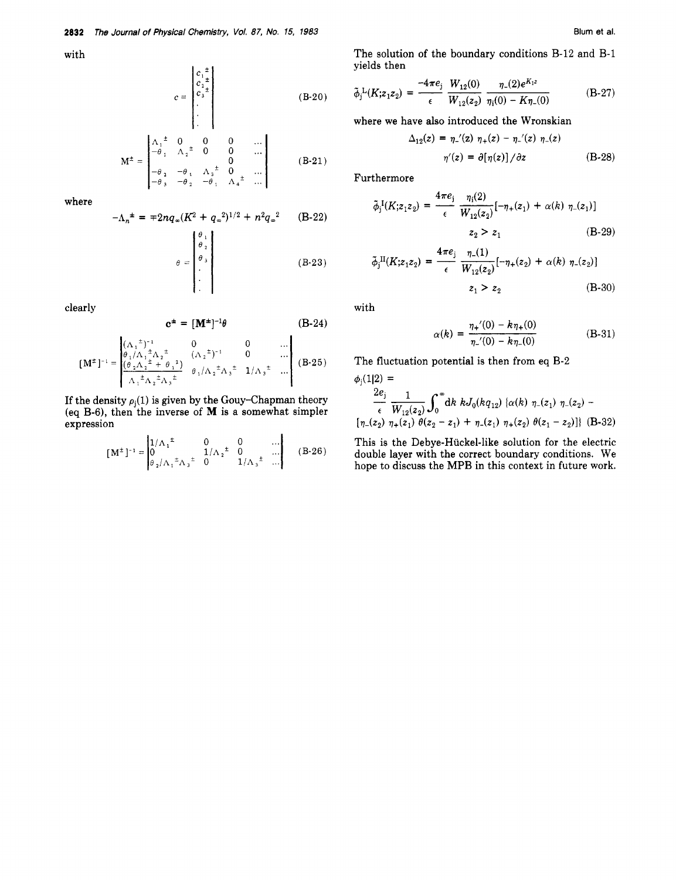with

$$c = \begin{vmatrix} c_1^{\pm} \\ c_2^{\pm} \\ c_3^{\pm} \\ \cdot \\ \cdot \end{vmatrix} \tag{B-20}$$

$$\mathrm{M}^{\pm} = \begin{vmatrix} \Lambda_1^{\pm} & 0 & 0 & 0 & \ldots \\ -\theta_1 & \Lambda_2^{\pm} & 0 & 0 & \ldots \\ & & & 0 & \\ -\theta_2 & -\theta_1 & \Lambda_3^{\pm} & 0 & \ldots \\ -\theta_3 & -\theta_2 & -\theta_1 & \Lambda_4^{\pm} & \ldots \end{vmatrix} \tag{B-21}$$

where

$$-\Lambda_n^{\pm} = \mp 2nq_{\infty}(K^2 + q_{\infty}^2)^{1/2} + n^2 q_{\infty}^2 \tag{B-22}$$

$$\theta = \begin{vmatrix} \theta_1 \\ \theta_2 \\ \theta_3 \\ \cdot \\ \cdot \end{vmatrix} \tag{B-23}$$

clearly

$$\mathbf{c}^{\pm} = [\mathbf{M}^{\pm}]^{-1}\theta \tag{B-24}$$

$$[\mathrm{M}^{\pm}]^{-1} = \begin{vmatrix} (\Lambda_1^{\pm})^{-1} & 0 & 0 & \ldots \\ \theta_1/\Lambda_1^{\pm}\Lambda_2^{\pm} & (\Lambda_2^{\pm})^{-1} & 0 & \ldots \\ \dfrac{(\theta_2\Lambda_2^{\pm} + \theta_1^{\,2})}{\Lambda_1^{\pm}\Lambda_2^{\pm}\Lambda_3^{\pm}} & \theta_1/\Lambda_2^{\pm}\Lambda_3^{\pm} & 1/\Lambda_3^{\pm} & \ldots \end{vmatrix} \tag{B-25}$$

If the density $\rho_j(1)$ is given by the Gouy–Chapman theory (eq B-6), then the inverse of **M** is a somewhat simpler expression

$$[\mathrm{M}^{\pm}]^{-1} = \begin{vmatrix} 1/\Lambda_1^{\pm} & 0 & 0 & \ldots \\ 0 & 1/\Lambda_2^{\pm} & 0 & \ldots \\ \theta_2/\Lambda_1^{\pm}\Lambda_3^{\pm} & 0 & 1/\Lambda_3^{\pm} & \ldots \end{vmatrix} \tag{B-26}$$

The solution of the boundary conditions B-12 and B-1 yields then

$$\tilde{\phi}_j^{\mathrm{L}}(K;z_1z_2) = \frac{-4\pi e_j}{\epsilon}\frac{W_{12}(0)}{W_{12}(z_2)}\frac{\eta_-(2)e^{K_1 z}}{\eta_i(0) - K\eta_-(0)} \tag{B-27}$$

where we have also introduced the Wronskian

$$\Delta_{12}(z) = \eta_-'(z)\,\eta_+(z) - \eta_-'(z)\,\eta_-(z)$$

$$\eta'(z) = \partial[\eta(z)]/\partial z \tag{B-28}$$

Furthermore

$$\tilde{\phi}_j^{\mathrm{I}}(K;z_1z_2) = \frac{4\pi e_j}{\epsilon}\frac{\eta_i(2)}{W_{12}(z_2)}[-\eta_+(z_1) + \alpha(k)\,\eta_-(z_1)]$$

$$z_2 > z_1 \tag{B-29}$$

$$\tilde{\phi}_j^{\mathrm{II}}(K;z_1z_2) = \frac{4\pi e_j}{\epsilon}\frac{\eta_-(1)}{W_{12}(z_2)}[-\eta_+(z_2) + \alpha(k)\,\eta_-(z_2)]$$

$$z_1 > z_2 \tag{B-30}$$

with

$$\alpha(k) = \frac{\eta_+'(0) - k\eta_+(0)}{\eta_-'(0) - k\eta_-(0)} \tag{B-31}$$

The fluctuation potential is then from eq B-2

$$\phi_j(1|2) = \frac{2e_j}{\epsilon}\frac{1}{W_{12}(z_2)}\int_0^{\infty} \mathrm{d}k\; kJ_0(kq_{12})\,\{\alpha(k)\,\eta_-(z_1)\,\eta_-(z_2) - [\eta_-(z_2)\,\eta_+(z_1)\,\theta(z_2 - z_1) + \eta_-(z_1)\,\eta_+(z_2)\,\theta(z_1 - z_2)]\} \tag{B-32}$$

This is the Debye–Hückel-like solution for the electric double layer with the correct boundary conditions. We hope to discuss the MPB in this context in future work.